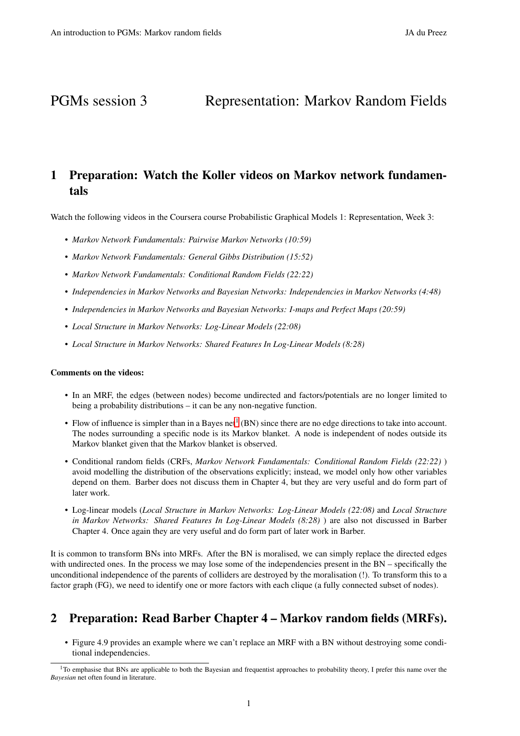# PGMs session 3 Representation: Markov Random Fields

## 1 Preparation: Watch the Koller videos on Markov network fundamentals

Watch the following videos in the Coursera course Probabilistic Graphical Models 1: Representation, Week 3:

- *Markov Network Fundamentals: Pairwise Markov Networks (10:59)*
- *Markov Network Fundamentals: General Gibbs Distribution (15:52)*
- *Markov Network Fundamentals: Conditional Random Fields (22:22)*
- *Independencies in Markov Networks and Bayesian Networks: Independencies in Markov Networks (4:48)*
- *Independencies in Markov Networks and Bayesian Networks: I-maps and Perfect Maps (20:59)*
- *Local Structure in Markov Networks: Log-Linear Models (22:08)*
- *Local Structure in Markov Networks: Shared Features In Log-Linear Models (8:28)*

**Comments on the videos:**

- In an MRF, the edges (between nodes) become undirected and factors/potentials are no longer limited to being a probability distributions – it can be any non-negative function.
- Flow of influence is simpler than in a Bayes net[1] (BN) since there are no edge directions to take into account. The nodes surrounding a specific node is its Markov blanket. A node is independent of nodes outside its Markov blanket given that the Markov blanket is observed.
- Conditional random fields (CRFs, *Markov Network Fundamentals: Conditional Random Fields (22:22)* ) avoid modelling the distribution of the observations explicitly; instead, we model only how other variables depend on them. Barber does not discuss them in Chapter 4, but they are very useful and do form part of later work.
- Log-linear models (*Local Structure in Markov Networks: Log-Linear Models (22:08)* and *Local Structure in Markov Networks: Shared Features In Log-Linear Models (8:28)* ) are also not discussed in Barber Chapter 4. Once again they are very useful and do form part of later work in Barber.

It is common to transform BNs into MRFs. After the BN is moralised, we can simply replace the directed edges with undirected ones. In the process we may lose some of the independencies present in the BN – specifically the unconditional independence of the parents of colliders are destroyed by the moralisation (!). To transform this to a factor graph (FG), we need to identify one or more factors with each clique (a fully connected subset of nodes).

## 2 Preparation: Read Barber Chapter 4 – Markov random fields (MRFs).

- Figure 4.9 provides an example where we can't replace an MRF with a BN without destroying some conditional independencies.

[1] To emphasise that BNs are applicable to both the Bayesian and frequentist approaches to probability theory, I prefer this name over the *Bayesian* net often found in literature.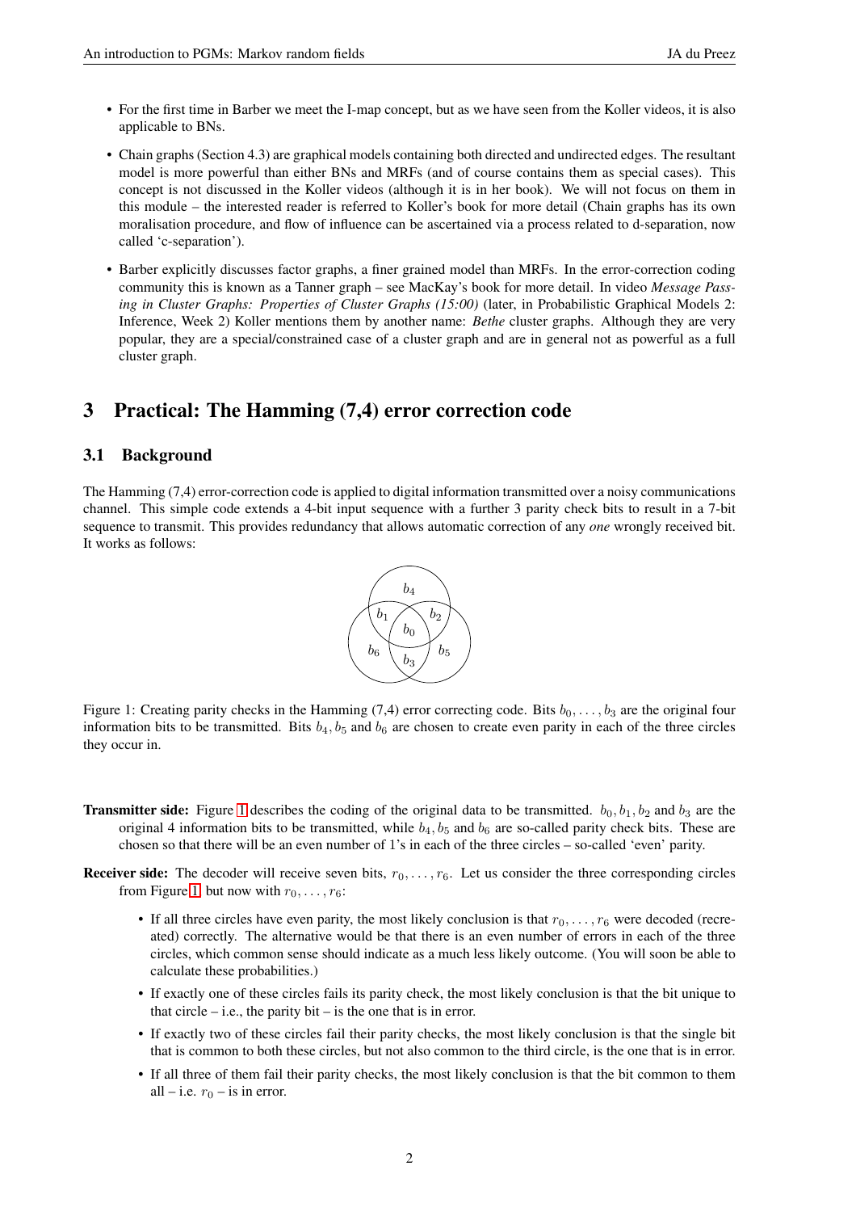- For the first time in Barber we meet the I-map concept, but as we have seen from the Koller videos, it is also applicable to BNs.
- Chain graphs (Section 4.3) are graphical models containing both directed and undirected edges. The resultant model is more powerful than either BNs and MRFs (and of course contains them as special cases). This concept is not discussed in the Koller videos (although it is in her book). We will not focus on them in this module – the interested reader is referred to Koller's book for more detail (Chain graphs has its own moralisation procedure, and flow of influence can be ascertained via a process related to d-separation, now called 'c-separation').
- Barber explicitly discusses factor graphs, a finer grained model than MRFs. In the error-correction coding community this is known as a Tanner graph – see MacKay's book for more detail. In video *Message Passing in Cluster Graphs: Properties of Cluster Graphs (15:00)* (later, in Probabilistic Graphical Models 2: Inference, Week 2) Koller mentions them by another name: *Bethe* cluster graphs. Although they are very popular, they are a special/constrained case of a cluster graph and are in general not as powerful as a full cluster graph.

# 3 Practical: The Hamming (7,4) error correction code

## 3.1 Background

The Hamming (7,4) error-correction code is applied to digital information transmitted over a noisy communications channel. This simple code extends a 4-bit input sequence with a further 3 parity check bits to result in a 7-bit sequence to transmit. This provides redundancy that allows automatic correction of any *one* wrongly received bit. It works as follows:

Figure 1: Creating parity checks in the Hamming (7,4) error correcting code. Bits $b_0, \ldots, b_3$ are the original four information bits to be transmitted. Bits $b_4, b_5$ and $b_6$ are chosen to create even parity in each of the three circles they occur in.

**Transmitter side:** Figure 1 describes the coding of the original data to be transmitted. $b_0, b_1, b_2$ and $b_3$ are the original 4 information bits to be transmitted, while $b_4, b_5$ and $b_6$ are so-called parity check bits. These are chosen so that there will be an even number of 1's in each of the three circles – so-called 'even' parity.

**Receiver side:** The decoder will receive seven bits, $r_0, \ldots, r_6$. Let us consider the three corresponding circles from Figure 1, but now with $r_0, \ldots, r_6$:

- If all three circles have even parity, the most likely conclusion is that $r_0, \ldots, r_6$ were decoded (recreated) correctly. The alternative would be that there is an even number of errors in each of the three circles, which common sense should indicate as a much less likely outcome. (You will soon be able to calculate these probabilities.)
- If exactly one of these circles fails its parity check, the most likely conclusion is that the bit unique to that circle – i.e., the parity bit – is the one that is in error.
- If exactly two of these circles fail their parity checks, the most likely conclusion is that the single bit that is common to both these circles, but not also common to the third circle, is the one that is in error.
- If all three of them fail their parity checks, the most likely conclusion is that the bit common to them all – i.e. $r_0$ – is in error.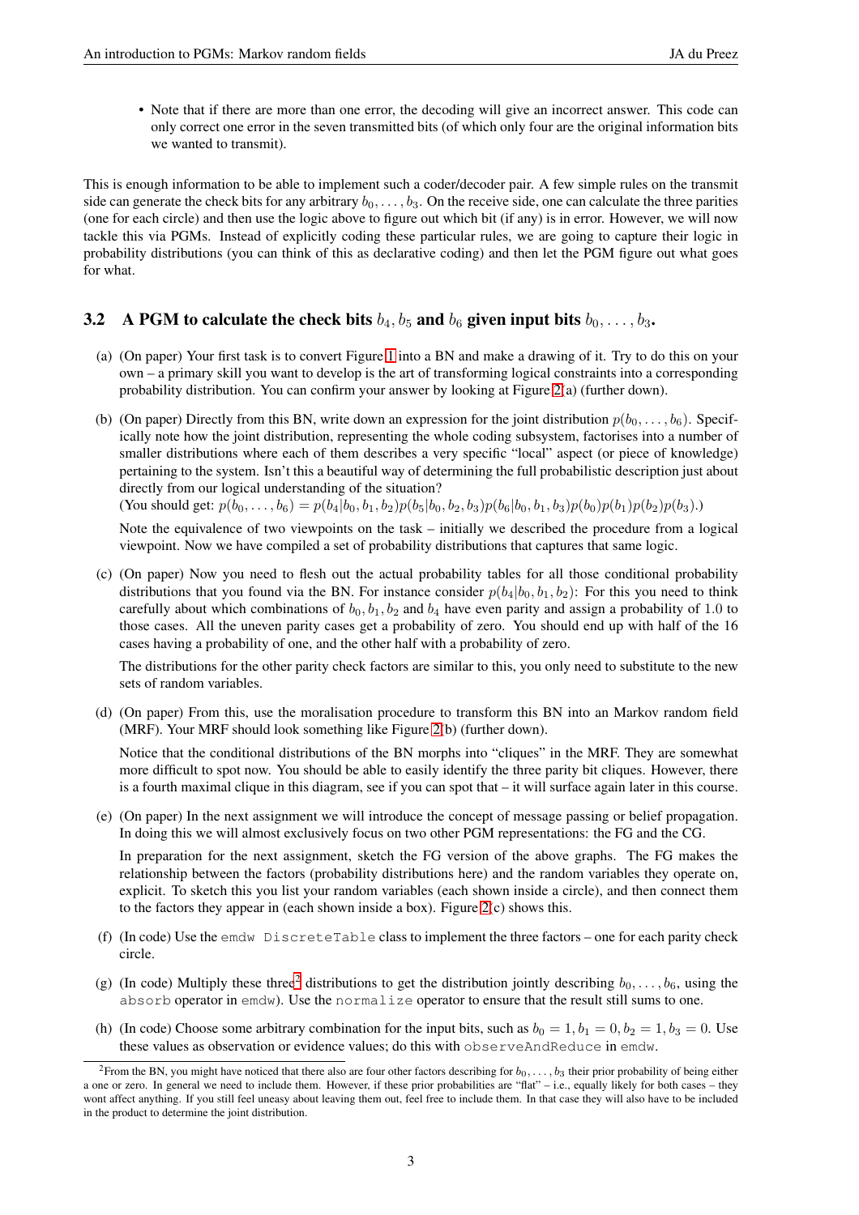- Note that if there are more than one error, the decoding will give an incorrect answer. This code can only correct one error in the seven transmitted bits (of which only four are the original information bits we wanted to transmit).

This is enough information to be able to implement such a coder/decoder pair. A few simple rules on the transmit side can generate the check bits for any arbitrary $b_0, \ldots, b_3$. On the receive side, one can calculate the three parities (one for each circle) and then use the logic above to figure out which bit (if any) is in error. However, we will now tackle this via PGMs. Instead of explicitly coding these particular rules, we are going to capture their logic in probability distributions (you can think of this as declarative coding) and then let the PGM figure out what goes for what.

### 3.2 A PGM to calculate the check bits $b_4, b_5$ and $b_6$ given input bits $b_0, \ldots, b_3$.

(a) (On paper) Your first task is to convert Figure 1 into a BN and make a drawing of it. Try to do this on your own – a primary skill you want to develop is the art of transforming logical constraints into a corresponding probability distribution. You can confirm your answer by looking at Figure 2(a) (further down).

(b) (On paper) Directly from this BN, write down an expression for the joint distribution $p(b_0, \ldots, b_6)$. Specifically note how the joint distribution, representing the whole coding subsystem, factorises into a number of smaller distributions where each of them describes a very specific "local" aspect (or piece of knowledge) pertaining to the system. Isn't this a beautiful way of determining the full probabilistic description just about directly from our logical understanding of the situation?
(You should get: $p(b_0, \ldots, b_6) = p(b_4|b_0, b_1, b_2)p(b_5|b_0, b_2, b_3)p(b_6|b_0, b_1, b_3)p(b_0)p(b_1)p(b_2)p(b_3)$.)

Note the equivalence of two viewpoints on the task – initially we described the procedure from a logical viewpoint. Now we have compiled a set of probability distributions that captures that same logic.

(c) (On paper) Now you need to flesh out the actual probability tables for all those conditional probability distributions that you found via the BN. For instance consider $p(b_4|b_0, b_1, b_2)$: For this you need to think carefully about which combinations of $b_0, b_1, b_2$ and $b_4$ have even parity and assign a probability of 1.0 to those cases. All the uneven parity cases get a probability of zero. You should end up with half of the 16 cases having a probability of one, and the other half with a probability of zero.

The distributions for the other parity check factors are similar to this, you only need to substitute to the new sets of random variables.

(d) (On paper) From this, use the moralisation procedure to transform this BN into an Markov random field (MRF). Your MRF should look something like Figure 2(b) (further down).

Notice that the conditional distributions of the BN morphs into "cliques" in the MRF. They are somewhat more difficult to spot now. You should be able to easily identify the three parity bit cliques. However, there is a fourth maximal clique in this diagram, see if you can spot that – it will surface again later in this course.

(e) (On paper) In the next assignment we will introduce the concept of message passing or belief propagation. In doing this we will almost exclusively focus on two other PGM representations: the FG and the CG.

In preparation for the next assignment, sketch the FG version of the above graphs. The FG makes the relationship between the factors (probability distributions here) and the random variables they operate on, explicit. To sketch this you list your random variables (each shown inside a circle), and then connect them to the factors they appear in (each shown inside a box). Figure 2(c) shows this.

(f) (In code) Use the `emdw DiscreteTable` class to implement the three factors – one for each parity check circle.

(g) (In code) Multiply these three[2] distributions to get the distribution jointly describing $b_0, \ldots, b_6$, using the `absorb` operator in `emdw`). Use the `normalize` operator to ensure that the result still sums to one.

(h) (In code) Choose some arbitrary combination for the input bits, such as $b_0 = 1, b_1 = 0, b_2 = 1, b_3 = 0$. Use these values as observation or evidence values; do this with `observeAndReduce` in `emdw`.

[2] From the BN, you might have noticed that there also are four other factors describing for $b_0, \ldots, b_3$ their prior probability of being either a one or zero. In general we need to include them. However, if these prior probabilities are "flat" – i.e., equally likely for both cases – they wont affect anything. If you still feel uneasy about leaving them out, feel free to include them. In that case they will also have to be included in the product to determine the joint distribution.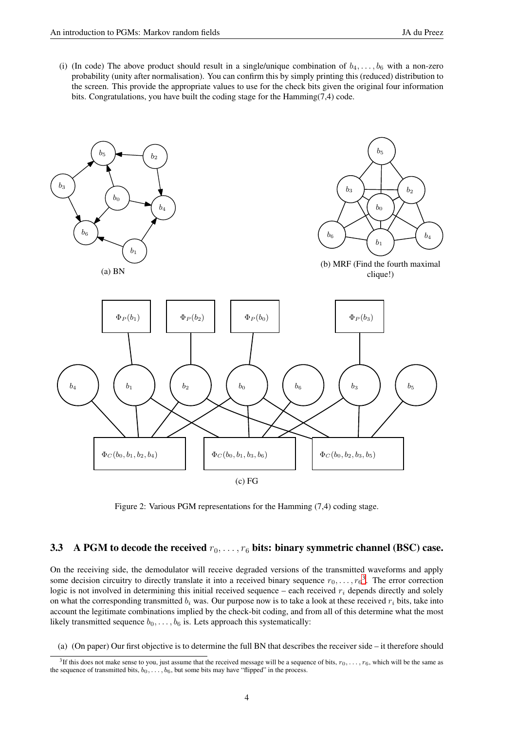(i) (In code) The above product should result in a single/unique combination of $b_4, \ldots, b_6$ with a non-zero probability (unity after normalisation). You can confirm this by simply printing this (reduced) distribution to the screen. This provide the appropriate values to use for the check bits given the original four information bits. Congratulations, you have built the coding stage for the Hamming(7,4) code.

(a) BN

(b) MRF (Find the fourth maximal clique!)

(c) FG

Figure 2: Various PGM representations for the Hamming (7,4) coding stage.

### 3.3 A PGM to decode the received $r_0, \ldots, r_6$ bits: binary symmetric channel (BSC) case.

On the receiving side, the demodulator will receive degraded versions of the transmitted waveforms and apply some decision circuitry to directly translate it into a received binary sequence $r_0, \ldots, r_6$[3]. The error correction logic is not involved in determining this initial received sequence – each received $r_i$ depends directly and solely on what the corresponding transmitted $b_i$ was. Our purpose now is to take a look at these received $r_i$ bits, take into account the legitimate combinations implied by the check-bit coding, and from all of this determine what the most likely transmitted sequence $b_0, \ldots, b_6$ is. Lets approach this systematically:

(a) (On paper) Our first objective is to determine the full BN that describes the receiver side – it therefore should

[3] If this does not make sense to you, just assume that the received message will be a sequence of bits, $r_0, \ldots, r_6$, which will be the same as the sequence of transmitted bits, $b_0, \ldots, b_6$, but some bits may have "flipped" in the process.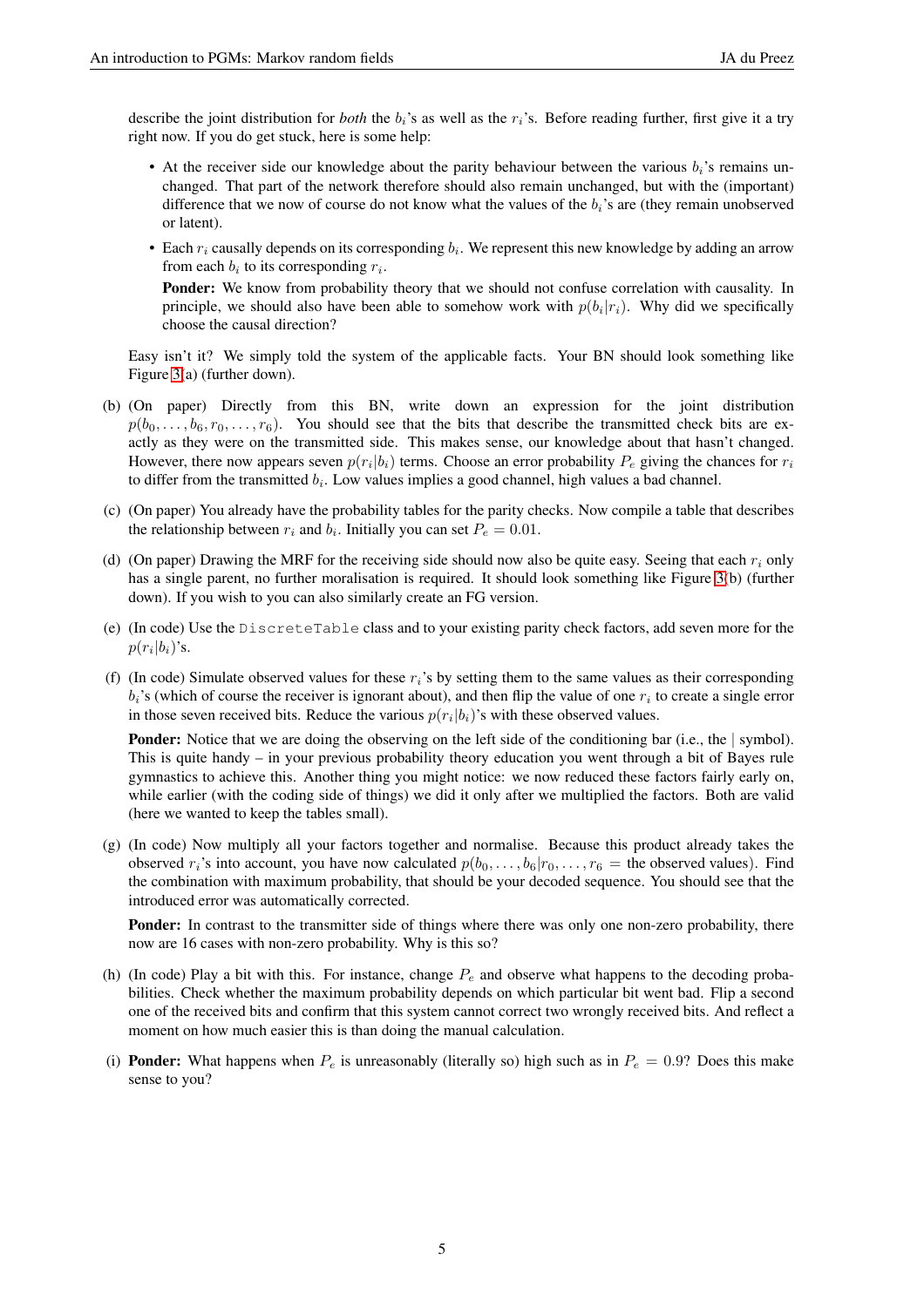describe the joint distribution for *both* the $b_i$'s as well as the $r_i$'s. Before reading further, first give it a try right now. If you do get stuck, here is some help:

- At the receiver side our knowledge about the parity behaviour between the various $b_i$'s remains unchanged. That part of the network therefore should also remain unchanged, but with the (important) difference that we now of course do not know what the values of the $b_i$'s are (they remain unobserved or latent).
- Each $r_i$ causally depends on its corresponding $b_i$. We represent this new knowledge by adding an arrow from each $b_i$ to its corresponding $r_i$.

  **Ponder:** We know from probability theory that we should not confuse correlation with causality. In principle, we should also have been able to somehow work with $p(b_i|r_i)$. Why did we specifically choose the causal direction?

Easy isn't it? We simply told the system of the applicable facts. Your BN should look something like Figure 3(a) (further down).

(b) (On paper) Directly from this BN, write down an expression for the joint distribution $p(b_0, \dots, b_6, r_0, \dots, r_6)$. You should see that the bits that describe the transmitted check bits are exactly as they were on the transmitted side. This makes sense, our knowledge about that hasn't changed. However, there now appears seven $p(r_i|b_i)$ terms. Choose an error probability $P_e$ giving the chances for $r_i$ to differ from the transmitted $b_i$. Low values implies a good channel, high values a bad channel.

(c) (On paper) You already have the probability tables for the parity checks. Now compile a table that describes the relationship between $r_i$ and $b_i$. Initially you can set $P_e = 0.01$.

(d) (On paper) Drawing the MRF for the receiving side should now also be quite easy. Seeing that each $r_i$ only has a single parent, no further moralisation is required. It should look something like Figure 3(b) (further down). If you wish to you can also similarly create an FG version.

(e) (In code) Use the `DiscreteTable` class and to your existing parity check factors, add seven more for the $p(r_i|b_i)$'s.

(f) (In code) Simulate observed values for these $r_i$'s by setting them to the same values as their corresponding $b_i$'s (which of course the receiver is ignorant about), and then flip the value of one $r_i$ to create a single error in those seven received bits. Reduce the various $p(r_i|b_i)$'s with these observed values.

**Ponder:** Notice that we are doing the observing on the left side of the conditioning bar (i.e., the | symbol). This is quite handy – in your previous probability theory education you went through a bit of Bayes rule gymnastics to achieve this. Another thing you might notice: we now reduced these factors fairly early on, while earlier (with the coding side of things) we did it only after we multiplied the factors. Both are valid (here we wanted to keep the tables small).

(g) (In code) Now multiply all your factors together and normalise. Because this product already takes the observed $r_i$'s into account, you have now calculated $p(b_0, \dots, b_6 | r_0, \dots, r_6 = \text{the observed values})$. Find the combination with maximum probability, that should be your decoded sequence. You should see that the introduced error was automatically corrected.

**Ponder:** In contrast to the transmitter side of things where there was only one non-zero probability, there now are 16 cases with non-zero probability. Why is this so?

(h) (In code) Play a bit with this. For instance, change $P_e$ and observe what happens to the decoding probabilities. Check whether the maximum probability depends on which particular bit went bad. Flip a second one of the received bits and confirm that this system cannot correct two wrongly received bits. And reflect a moment on how much easier this is than doing the manual calculation.

(i) **Ponder:** What happens when $P_e$ is unreasonably (literally so) high such as in $P_e = 0.9$? Does this make sense to you?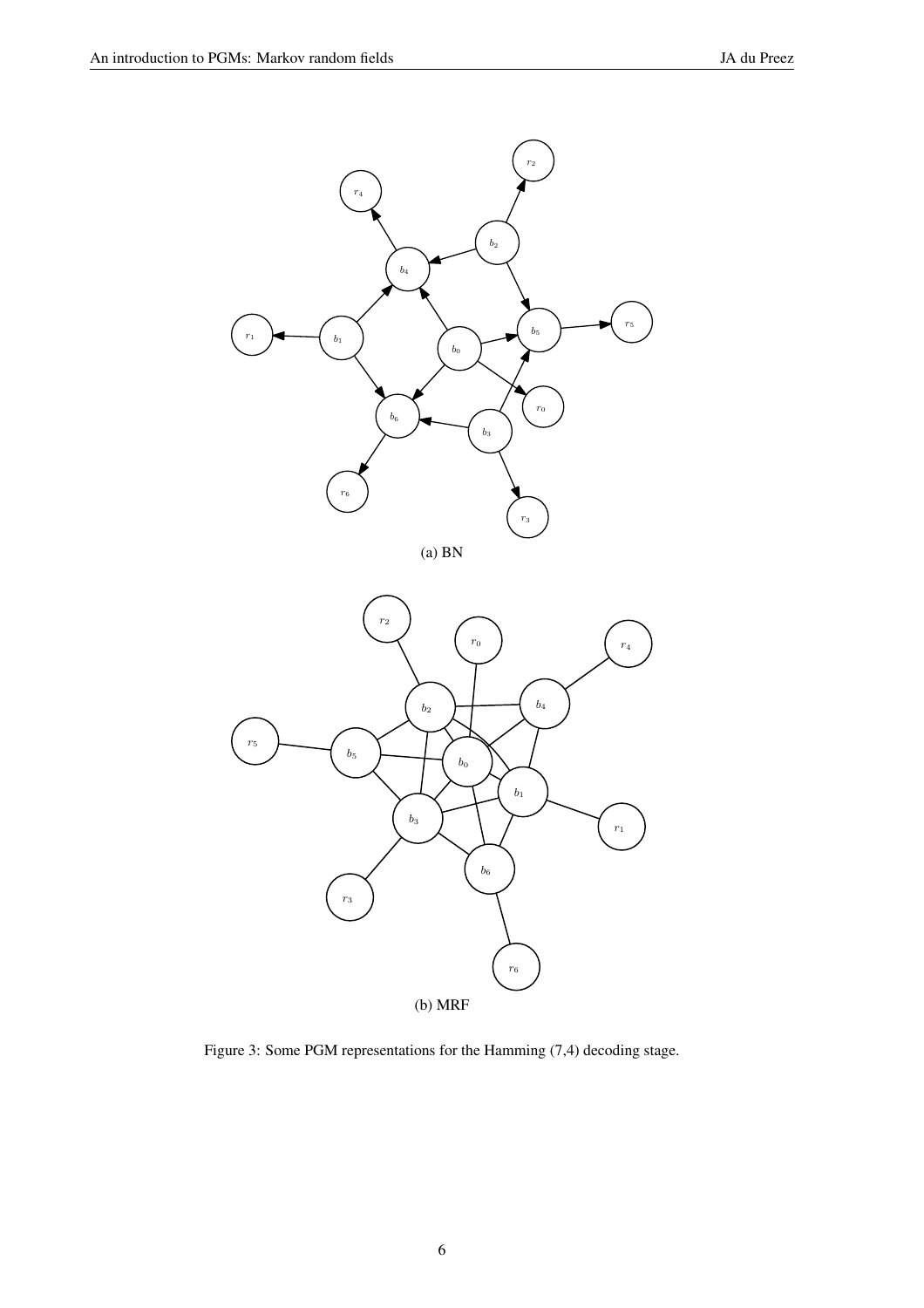(a) BN

(b) MRF

Figure 3: Some PGM representations for the Hamming (7,4) decoding stage.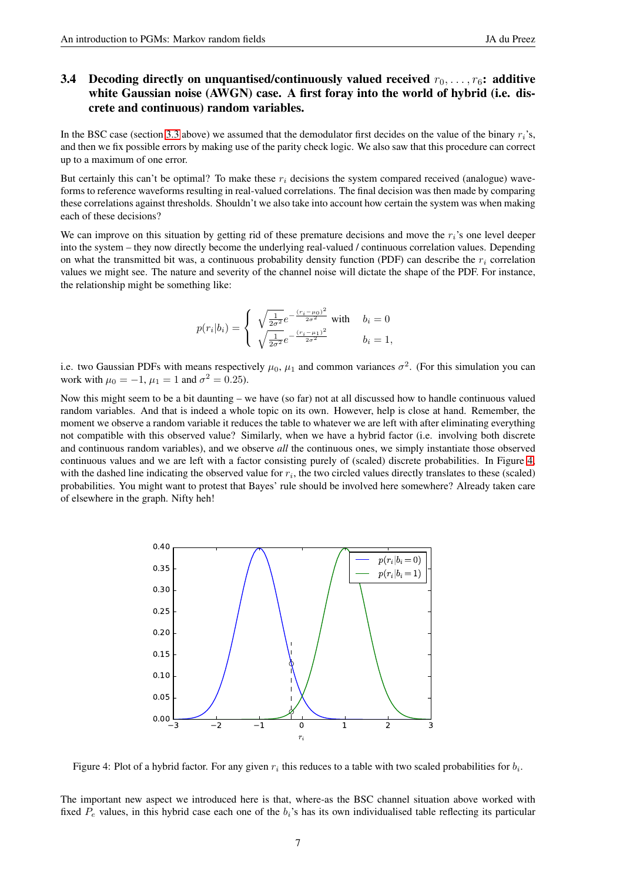### 3.4 Decoding directly on unquantised/continuously valued received $r_0, \ldots, r_6$: additive white Gaussian noise (AWGN) case. A first foray into the world of hybrid (i.e. discrete and continuous) random variables.

In the BSC case (section 3.3 above) we assumed that the demodulator first decides on the value of the binary $r_i$'s, and then we fix possible errors by making use of the parity check logic. We also saw that this procedure can correct up to a maximum of one error.

But certainly this can't be optimal? To make these $r_i$ decisions the system compared received (analogue) waveforms to reference waveforms resulting in real-valued correlations. The final decision was then made by comparing these correlations against thresholds. Shouldn't we also take into account how certain the system was when making each of these decisions?

We can improve on this situation by getting rid of these premature decisions and move the $r_i$'s one level deeper into the system – they now directly become the underlying real-valued / continuous correlation values. Depending on what the transmitted bit was, a continuous probability density function (PDF) can describe the $r_i$ correlation values we might see. The nature and severity of the channel noise will dictate the shape of the PDF. For instance, the relationship might be something like:

$$
p(r_i|b_i) = \begin{cases} \sqrt{\frac{1}{2\sigma^2}} e^{-\frac{(r_i-\mu_0)^2}{2\sigma^2}} & \text{with} \quad b_i = 0 \\ \sqrt{\frac{1}{2\sigma^2}} e^{-\frac{(r_i-\mu_1)^2}{2\sigma^2}} & \qquad\quad b_i = 1, \end{cases}
$$

i.e. two Gaussian PDFs with means respectively $\mu_0$, $\mu_1$ and common variances $\sigma^2$. (For this simulation you can work with $\mu_0 = -1$, $\mu_1 = 1$ and $\sigma^2 = 0.25$).

Now this might seem to be a bit daunting – we have (so far) not at all discussed how to handle continuous valued random variables. And that is indeed a whole topic on its own. However, help is close at hand. Remember, the moment we observe a random variable it reduces the table to whatever we are left with after eliminating everything not compatible with this observed value? Similarly, when we have a hybrid factor (i.e. involving both discrete and continuous random variables), and we observe *all* the continuous ones, we simply instantiate those observed continuous values and we are left with a factor consisting purely of (scaled) discrete probabilities. In Figure 4, with the dashed line indicating the observed value for $r_i$, the two circled values directly translates to these (scaled) probabilities. You might want to protest that Bayes' rule should be involved here somewhere? Already taken care of elsewhere in the graph. Nifty heh!

Figure 4: Plot of a hybrid factor. For any given $r_i$ this reduces to a table with two scaled probabilities for $b_i$.

The important new aspect we introduced here is that, where-as the BSC channel situation above worked with fixed $P_e$ values, in this hybrid case each one of the $b_i$'s has its own individualised table reflecting its particular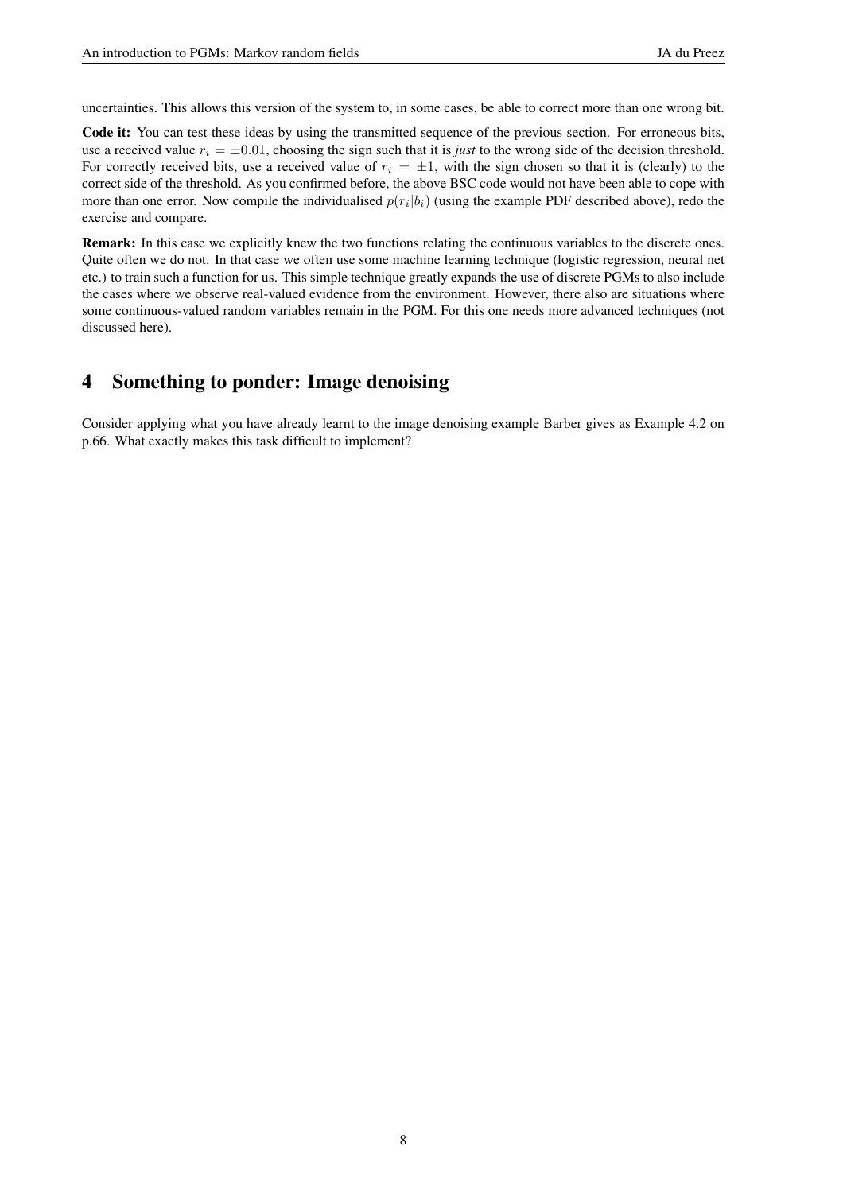uncertainties. This allows this version of the system to, in some cases, be able to correct more than one wrong bit.

**Code it:** You can test these ideas by using the transmitted sequence of the previous section. For erroneous bits, use a received value $r_i = \pm 0.01$, choosing the sign such that it is *just* to the wrong side of the decision threshold. For correctly received bits, use a received value of $r_i = \pm 1$, with the sign chosen so that it is (clearly) to the correct side of the threshold. As you confirmed before, the above BSC code would not have been able to cope with more than one error. Now compile the individualised $p(r_i|b_i)$ (using the example PDF described above), redo the exercise and compare.

**Remark:** In this case we explicitly knew the two functions relating the continuous variables to the discrete ones. Quite often we do not. In that case we often use some machine learning technique (logistic regression, neural net etc.) to train such a function for us. This simple technique greatly expands the use of discrete PGMs to also include the cases where we observe real-valued evidence from the environment. However, there also are situations where some continuous-valued random variables remain in the PGM. For this one needs more advanced techniques (not discussed here).

# 4 Something to ponder: Image denoising

Consider applying what you have already learnt to the image denoising example Barber gives as Example 4.2 on p.66. What exactly makes this task difficult to implement?